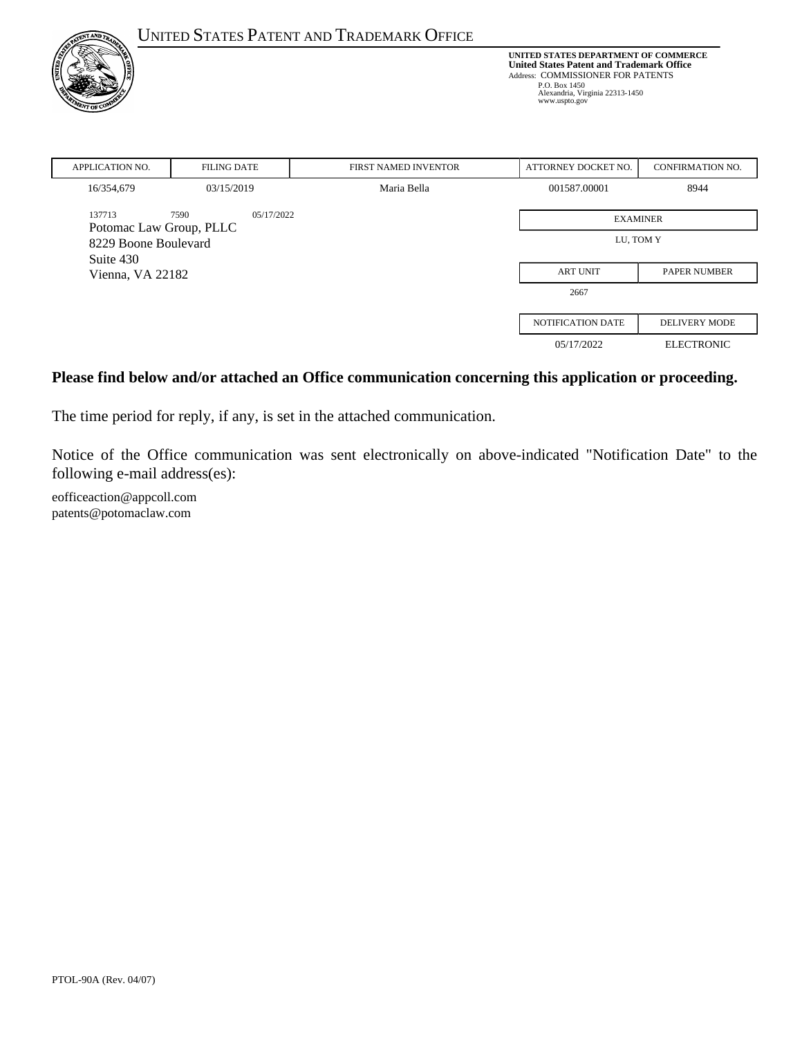UNITED STATES PATENT AND TRADEMARK OFFICE

**UNITED STATES DEPARTMENT OF COMMERCE**
**United States Patent and Trademark Office**
Address: COMMISSIONER FOR PATENTS
P.O. Box 1450
Alexandria, Virginia 22313-1450
www.uspto.gov

| APPLICATION NO. | FILING DATE | FIRST NAMED INVENTOR | ATTORNEY DOCKET NO. | CONFIRMATION NO. |
|---|---|---|---|---|
| 16/354,679 | 03/15/2019 | Maria Bella | 001587.00001 | 8944 |

137713 7590 05/17/2022
Potomac Law Group, PLLC
8229 Boone Boulevard
Suite 430
Vienna, VA 22182

| EXAMINER | |
|---|---|
| LU, TOM Y | |
| **ART UNIT** | **PAPER NUMBER** |
| 2667 | |
| **NOTIFICATION DATE** | **DELIVERY MODE** |
| 05/17/2022 | ELECTRONIC |

**Please find below and/or attached an Office communication concerning this application or proceeding.**

The time period for reply, if any, is set in the attached communication.

Notice of the Office communication was sent electronically on above-indicated "Notification Date" to the following e-mail address(es):

eofficeaction@appcoll.com
patents@potomaclaw.com

PTOL-90A (Rev. 04/07)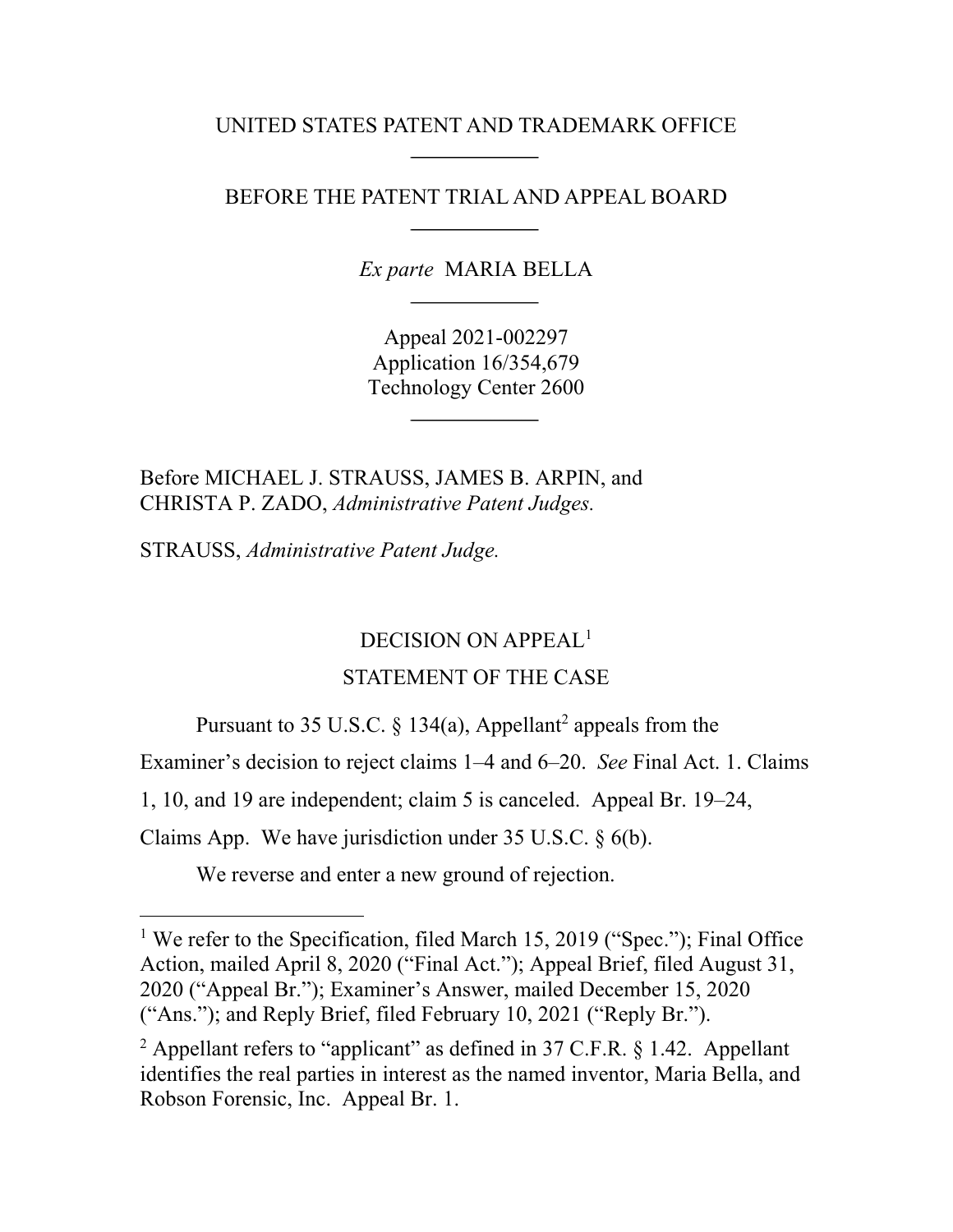UNITED STATES PATENT AND TRADEMARK OFFICE

BEFORE THE PATENT TRIAL AND APPEAL BOARD

*Ex parte* MARIA BELLA

Appeal 2021-002297
Application 16/354,679
Technology Center 2600

Before MICHAEL J. STRAUSS, JAMES B. ARPIN, and CHRISTA P. ZADO, *Administrative Patent Judges.*

STRAUSS, *Administrative Patent Judge.*

DECISION ON APPEAL[1]

STATEMENT OF THE CASE

Pursuant to 35 U.S.C. § 134(a), Appellant[2] appeals from the Examiner's decision to reject claims 1–4 and 6–20. *See* Final Act. 1. Claims 1, 10, and 19 are independent; claim 5 is canceled. Appeal Br. 19–24, Claims App. We have jurisdiction under 35 U.S.C. § 6(b).

We reverse and enter a new ground of rejection.

---

[1] We refer to the Specification, filed March 15, 2019 ("Spec."); Final Office Action, mailed April 8, 2020 ("Final Act."); Appeal Brief, filed August 31, 2020 ("Appeal Br."); Examiner's Answer, mailed December 15, 2020 ("Ans."); and Reply Brief, filed February 10, 2021 ("Reply Br.").

[2] Appellant refers to "applicant" as defined in 37 C.F.R. § 1.42. Appellant identifies the real parties in interest as the named inventor, Maria Bella, and Robson Forensic, Inc. Appeal Br. 1.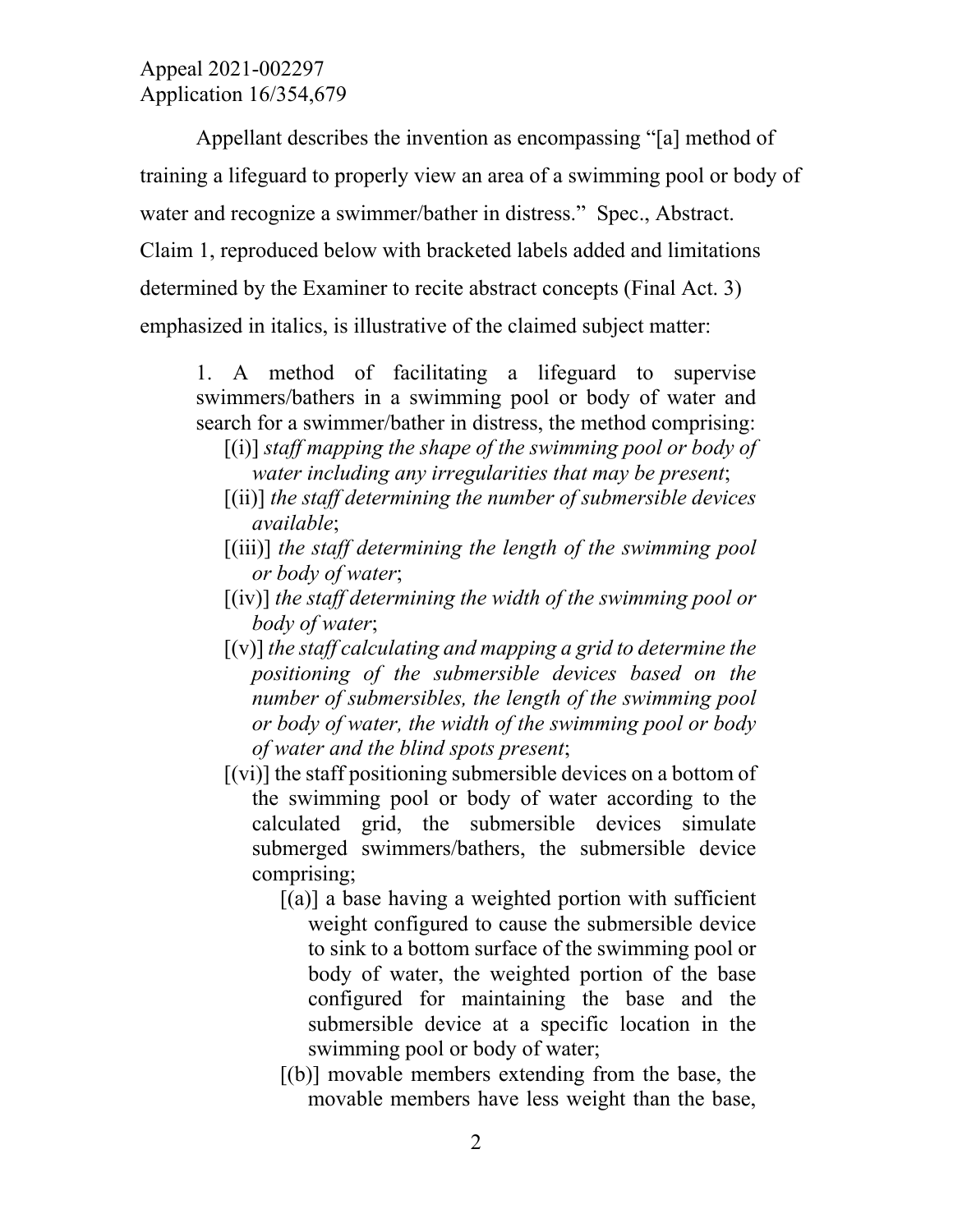Appellant describes the invention as encompassing "[a] method of training a lifeguard to properly view an area of a swimming pool or body of water and recognize a swimmer/bather in distress." Spec., Abstract. Claim 1, reproduced below with bracketed labels added and limitations determined by the Examiner to recite abstract concepts (Final Act. 3) emphasized in italics, is illustrative of the claimed subject matter:

> 1. A method of facilitating a lifeguard to supervise swimmers/bathers in a swimming pool or body of water and search for a swimmer/bather in distress, the method comprising:
>
> [(i)] *staff mapping the shape of the swimming pool or body of water including any irregularities that may be present*;
>
> [(ii)] *the staff determining the number of submersible devices available*;
>
> [(iii)] *the staff determining the length of the swimming pool or body of water*;
>
> [(iv)] *the staff determining the width of the swimming pool or body of water*;
>
> [(v)] *the staff calculating and mapping a grid to determine the positioning of the submersible devices based on the number of submersibles, the length of the swimming pool or body of water, the width of the swimming pool or body of water and the blind spots present*;
>
> [(vi)] the staff positioning submersible devices on a bottom of the swimming pool or body of water according to the calculated grid, the submersible devices simulate submerged swimmers/bathers, the submersible device comprising;
>
> [(a)] a base having a weighted portion with sufficient weight configured to cause the submersible device to sink to a bottom surface of the swimming pool or body of water, the weighted portion of the base configured for maintaining the base and the submersible device at a specific location in the swimming pool or body of water;
>
> [(b)] movable members extending from the base, the movable members have less weight than the base,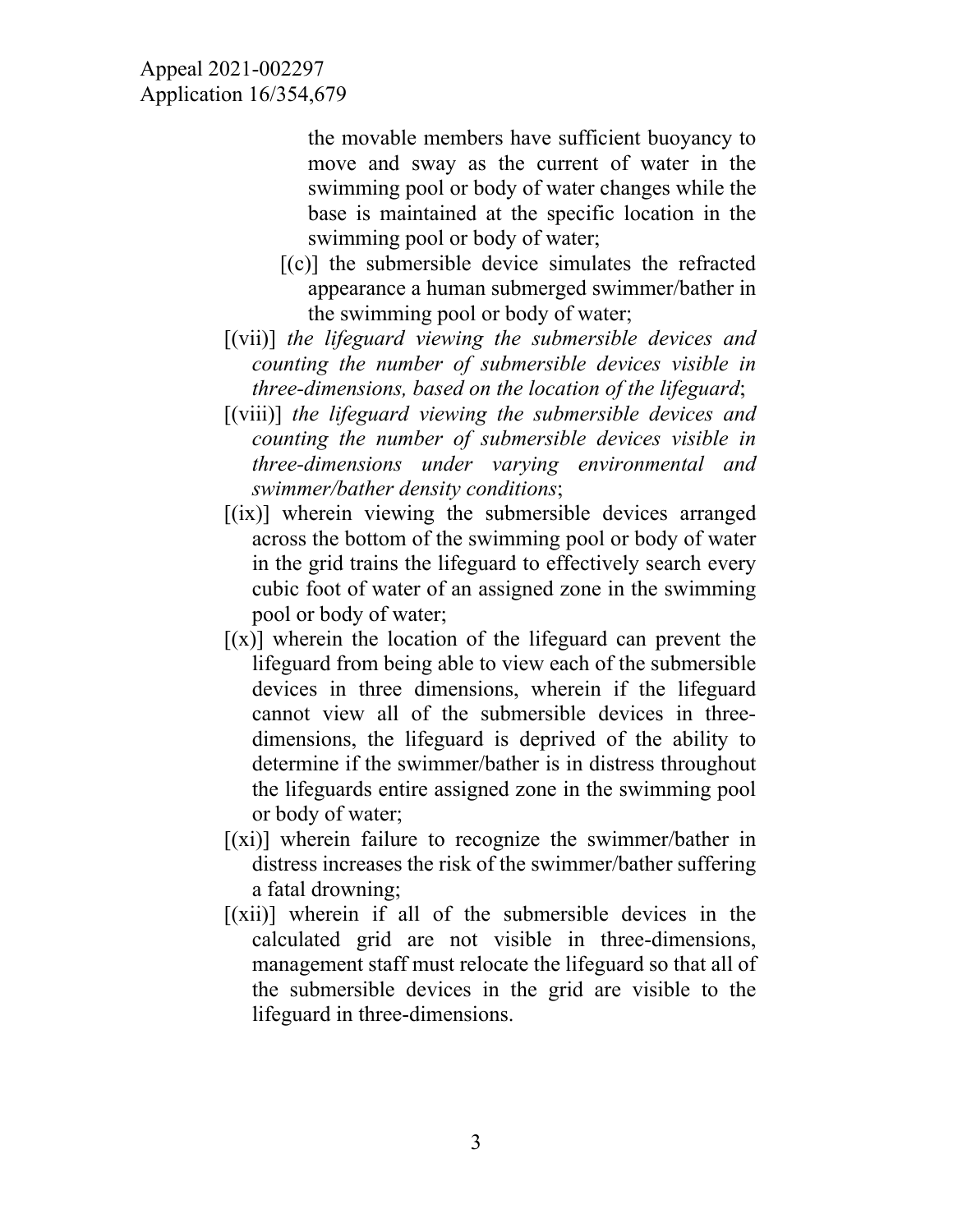the movable members have sufficient buoyancy to move and sway as the current of water in the swimming pool or body of water changes while the base is maintained at the specific location in the swimming pool or body of water;

[(c)] the submersible device simulates the refracted appearance a human submerged swimmer/bather in the swimming pool or body of water;

[(vii)] *the lifeguard viewing the submersible devices and counting the number of submersible devices visible in three-dimensions, based on the location of the lifeguard*;

[(viii)] *the lifeguard viewing the submersible devices and counting the number of submersible devices visible in three-dimensions under varying environmental and swimmer/bather density conditions*;

[(ix)] wherein viewing the submersible devices arranged across the bottom of the swimming pool or body of water in the grid trains the lifeguard to effectively search every cubic foot of water of an assigned zone in the swimming pool or body of water;

[(x)] wherein the location of the lifeguard can prevent the lifeguard from being able to view each of the submersible devices in three dimensions, wherein if the lifeguard cannot view all of the submersible devices in three-dimensions, the lifeguard is deprived of the ability to determine if the swimmer/bather is in distress throughout the lifeguards entire assigned zone in the swimming pool or body of water;

[(xi)] wherein failure to recognize the swimmer/bather in distress increases the risk of the swimmer/bather suffering a fatal drowning;

[(xii)] wherein if all of the submersible devices in the calculated grid are not visible in three-dimensions, management staff must relocate the lifeguard so that all of the submersible devices in the grid are visible to the lifeguard in three-dimensions.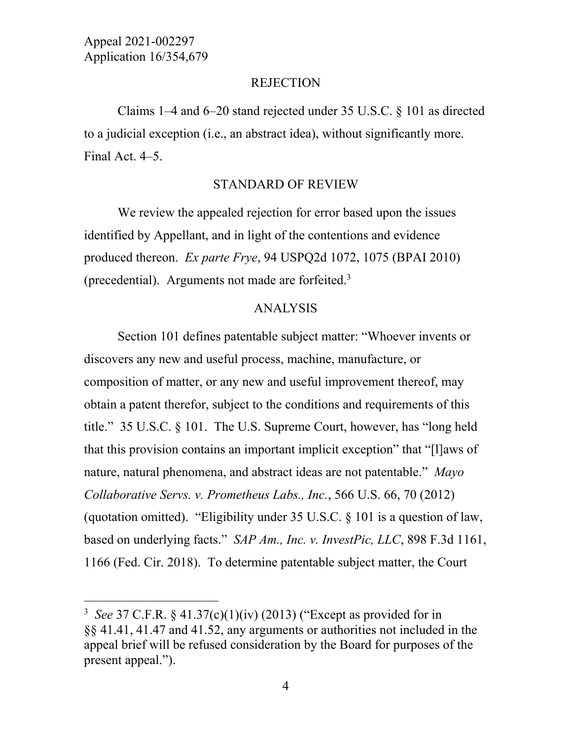## REJECTION

Claims 1–4 and 6–20 stand rejected under 35 U.S.C. § 101 as directed to a judicial exception (i.e., an abstract idea), without significantly more. Final Act. 4–5.

## STANDARD OF REVIEW

We review the appealed rejection for error based upon the issues identified by Appellant, and in light of the contentions and evidence produced thereon. *Ex parte Frye*, 94 USPQ2d 1072, 1075 (BPAI 2010) (precedential). Arguments not made are forfeited.[3]

## ANALYSIS

Section 101 defines patentable subject matter: "Whoever invents or discovers any new and useful process, machine, manufacture, or composition of matter, or any new and useful improvement thereof, may obtain a patent therefor, subject to the conditions and requirements of this title." 35 U.S.C. § 101. The U.S. Supreme Court, however, has "long held that this provision contains an important implicit exception" that "[l]aws of nature, natural phenomena, and abstract ideas are not patentable." *Mayo Collaborative Servs. v. Prometheus Labs., Inc.*, 566 U.S. 66, 70 (2012) (quotation omitted). "Eligibility under 35 U.S.C. § 101 is a question of law, based on underlying facts." *SAP Am., Inc. v. InvestPic, LLC*, 898 F.3d 1161, 1166 (Fed. Cir. 2018). To determine patentable subject matter, the Court

---

[3] *See* 37 C.F.R. § 41.37(c)(1)(iv) (2013) ("Except as provided for in §§ 41.41, 41.47 and 41.52, any arguments or authorities not included in the appeal brief will be refused consideration by the Board for purposes of the present appeal.").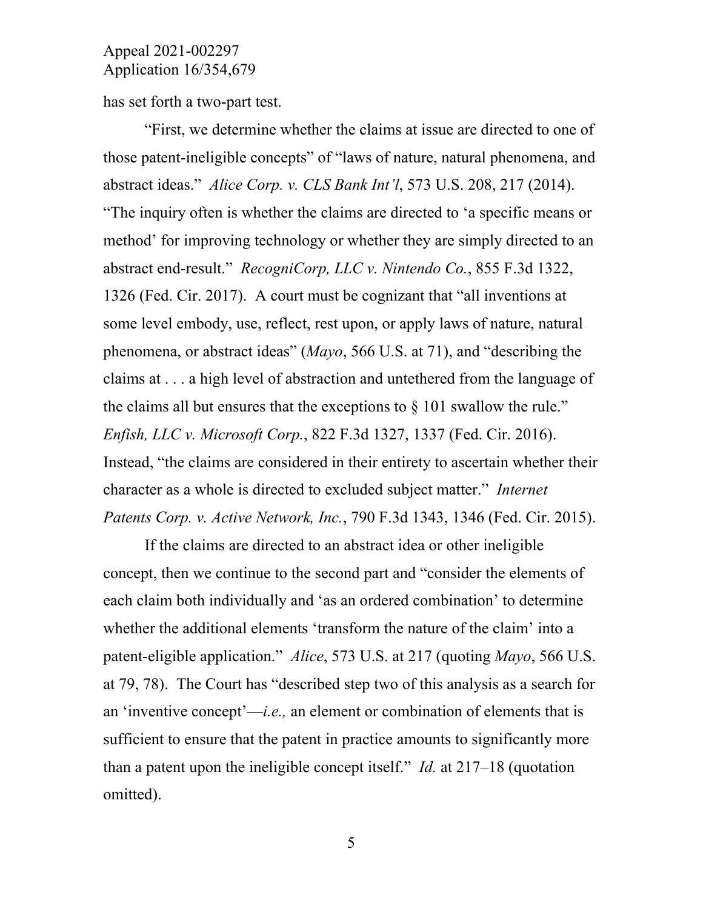has set forth a two-part test.

"First, we determine whether the claims at issue are directed to one of those patent-ineligible concepts" of "laws of nature, natural phenomena, and abstract ideas." *Alice Corp. v. CLS Bank Int'l*, 573 U.S. 208, 217 (2014). "The inquiry often is whether the claims are directed to 'a specific means or method' for improving technology or whether they are simply directed to an abstract end-result." *RecogniCorp, LLC v. Nintendo Co.*, 855 F.3d 1322, 1326 (Fed. Cir. 2017). A court must be cognizant that "all inventions at some level embody, use, reflect, rest upon, or apply laws of nature, natural phenomena, or abstract ideas" (*Mayo*, 566 U.S. at 71), and "describing the claims at . . . a high level of abstraction and untethered from the language of the claims all but ensures that the exceptions to § 101 swallow the rule." *Enfish, LLC v. Microsoft Corp.*, 822 F.3d 1327, 1337 (Fed. Cir. 2016). Instead, "the claims are considered in their entirety to ascertain whether their character as a whole is directed to excluded subject matter." *Internet Patents Corp. v. Active Network, Inc.*, 790 F.3d 1343, 1346 (Fed. Cir. 2015).

If the claims are directed to an abstract idea or other ineligible concept, then we continue to the second part and "consider the elements of each claim both individually and 'as an ordered combination' to determine whether the additional elements 'transform the nature of the claim' into a patent-eligible application." *Alice*, 573 U.S. at 217 (quoting *Mayo*, 566 U.S. at 79, 78). The Court has "described step two of this analysis as a search for an 'inventive concept'—*i.e.,* an element or combination of elements that is sufficient to ensure that the patent in practice amounts to significantly more than a patent upon the ineligible concept itself." *Id.* at 217–18 (quotation omitted).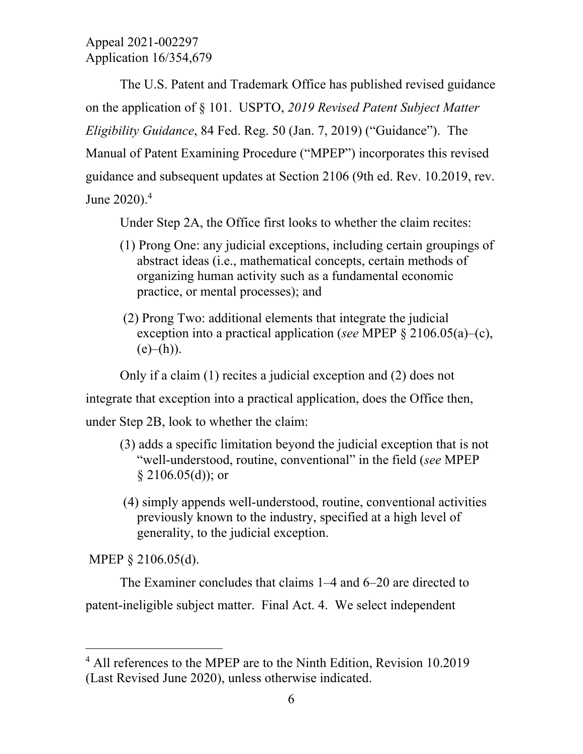The U.S. Patent and Trademark Office has published revised guidance on the application of § 101. USPTO, *2019 Revised Patent Subject Matter Eligibility Guidance*, 84 Fed. Reg. 50 (Jan. 7, 2019) ("Guidance"). The Manual of Patent Examining Procedure ("MPEP") incorporates this revised guidance and subsequent updates at Section 2106 (9th ed. Rev. 10.2019, rev. June 2020).[4]

Under Step 2A, the Office first looks to whether the claim recites:

> (1) Prong One: any judicial exceptions, including certain groupings of abstract ideas (i.e., mathematical concepts, certain methods of organizing human activity such as a fundamental economic practice, or mental processes); and
>
> (2) Prong Two: additional elements that integrate the judicial exception into a practical application (*see* MPEP § 2106.05(a)–(c), (e)–(h)).

Only if a claim (1) recites a judicial exception and (2) does not integrate that exception into a practical application, does the Office then, under Step 2B, look to whether the claim:

> (3) adds a specific limitation beyond the judicial exception that is not "well-understood, routine, conventional" in the field (*see* MPEP § 2106.05(d)); or
>
> (4) simply appends well-understood, routine, conventional activities previously known to the industry, specified at a high level of generality, to the judicial exception.

MPEP § 2106.05(d).

The Examiner concludes that claims 1–4 and 6–20 are directed to patent-ineligible subject matter. Final Act. 4. We select independent

---

[4] All references to the MPEP are to the Ninth Edition, Revision 10.2019 (Last Revised June 2020), unless otherwise indicated.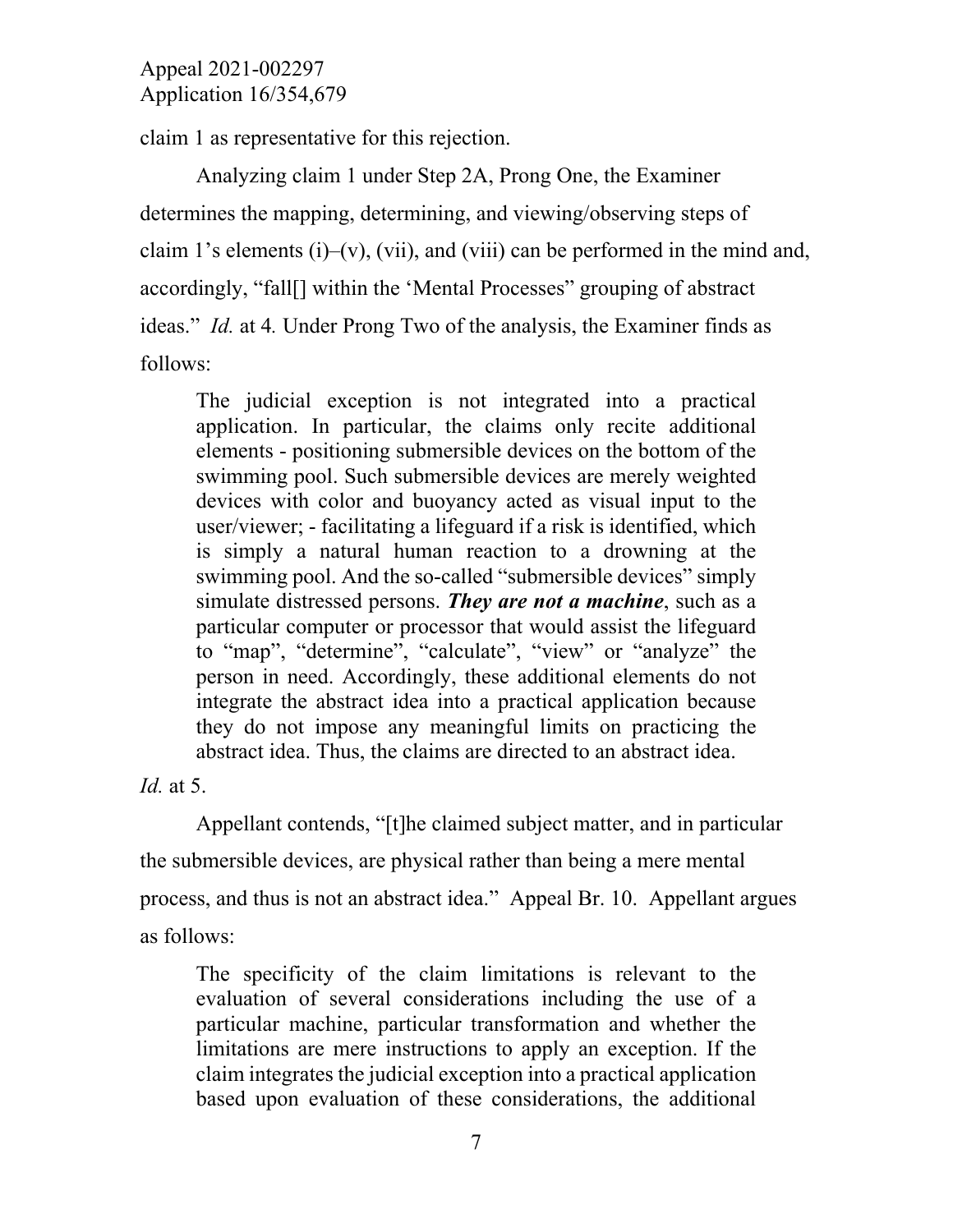claim 1 as representative for this rejection.

Analyzing claim 1 under Step 2A, Prong One, the Examiner determines the mapping, determining, and viewing/observing steps of claim 1's elements (i)–(v), (vii), and (viii) can be performed in the mind and, accordingly, "fall[] within the 'Mental Processes" grouping of abstract ideas." *Id.* at 4. Under Prong Two of the analysis, the Examiner finds as follows:

> The judicial exception is not integrated into a practical application. In particular, the claims only recite additional elements - positioning submersible devices on the bottom of the swimming pool. Such submersible devices are merely weighted devices with color and buoyancy acted as visual input to the user/viewer; - facilitating a lifeguard if a risk is identified, which is simply a natural human reaction to a drowning at the swimming pool. And the so-called "submersible devices" simply simulate distressed persons. ***They are not a machine***, such as a particular computer or processor that would assist the lifeguard to "map", "determine", "calculate", "view" or "analyze" the person in need. Accordingly, these additional elements do not integrate the abstract idea into a practical application because they do not impose any meaningful limits on practicing the abstract idea. Thus, the claims are directed to an abstract idea.

*Id.* at 5.

Appellant contends, "[t]he claimed subject matter, and in particular the submersible devices, are physical rather than being a mere mental process, and thus is not an abstract idea." Appeal Br. 10. Appellant argues as follows:

> The specificity of the claim limitations is relevant to the evaluation of several considerations including the use of a particular machine, particular transformation and whether the limitations are mere instructions to apply an exception. If the claim integrates the judicial exception into a practical application based upon evaluation of these considerations, the additional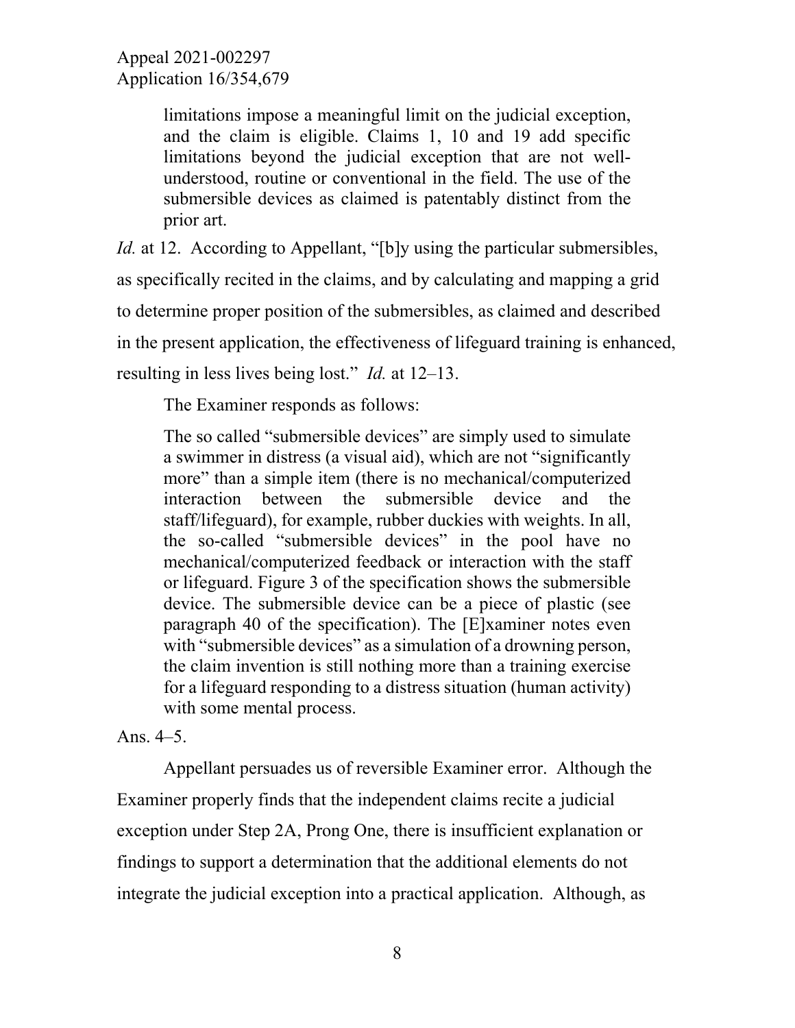> limitations impose a meaningful limit on the judicial exception, and the claim is eligible. Claims 1, 10 and 19 add specific limitations beyond the judicial exception that are not well-understood, routine or conventional in the field. The use of the submersible devices as claimed is patentably distinct from the prior art.

*Id.* at 12. According to Appellant, "[b]y using the particular submersibles, as specifically recited in the claims, and by calculating and mapping a grid to determine proper position of the submersibles, as claimed and described in the present application, the effectiveness of lifeguard training is enhanced, resulting in less lives being lost." *Id.* at 12–13.

The Examiner responds as follows:

> The so called "submersible devices" are simply used to simulate a swimmer in distress (a visual aid), which are not "significantly more" than a simple item (there is no mechanical/computerized interaction between the submersible device and the staff/lifeguard), for example, rubber duckies with weights. In all, the so-called "submersible devices" in the pool have no mechanical/computerized feedback or interaction with the staff or lifeguard. Figure 3 of the specification shows the submersible device. The submersible device can be a piece of plastic (see paragraph 40 of the specification). The [E]xaminer notes even with "submersible devices" as a simulation of a drowning person, the claim invention is still nothing more than a training exercise for a lifeguard responding to a distress situation (human activity) with some mental process.

Ans. 4–5.

Appellant persuades us of reversible Examiner error. Although the Examiner properly finds that the independent claims recite a judicial exception under Step 2A, Prong One, there is insufficient explanation or findings to support a determination that the additional elements do not integrate the judicial exception into a practical application. Although, as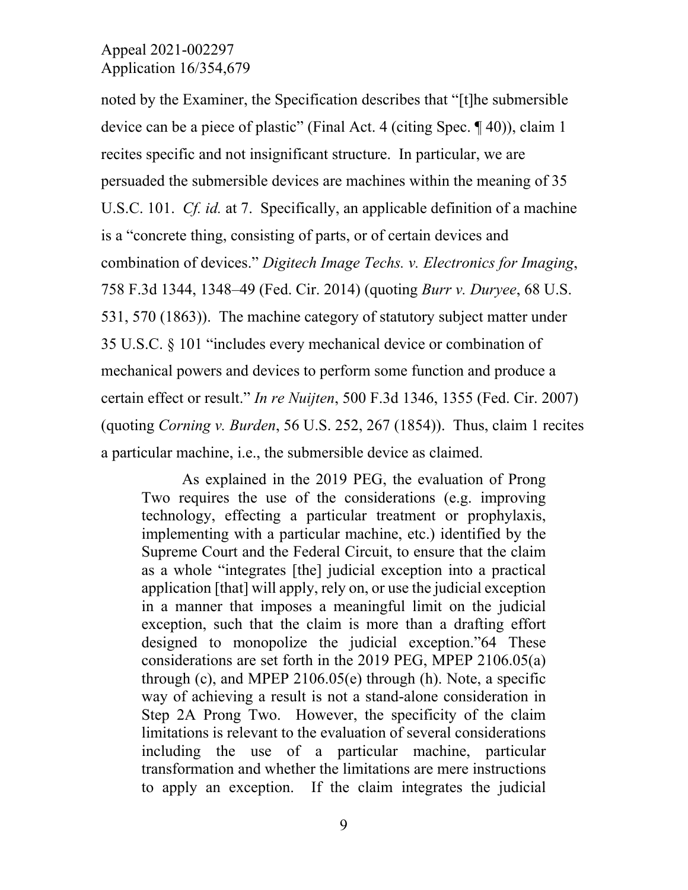noted by the Examiner, the Specification describes that "[t]he submersible device can be a piece of plastic" (Final Act. 4 (citing Spec. ¶ 40)), claim 1 recites specific and not insignificant structure. In particular, we are persuaded the submersible devices are machines within the meaning of 35 U.S.C. 101. *Cf. id.* at 7. Specifically, an applicable definition of a machine is a "concrete thing, consisting of parts, or of certain devices and combination of devices." *Digitech Image Techs. v. Electronics for Imaging*, 758 F.3d 1344, 1348–49 (Fed. Cir. 2014) (quoting *Burr v. Duryee*, 68 U.S. 531, 570 (1863)). The machine category of statutory subject matter under 35 U.S.C. § 101 "includes every mechanical device or combination of mechanical powers and devices to perform some function and produce a certain effect or result." *In re Nuijten*, 500 F.3d 1346, 1355 (Fed. Cir. 2007) (quoting *Corning v. Burden*, 56 U.S. 252, 267 (1854)). Thus, claim 1 recites a particular machine, i.e., the submersible device as claimed.

> As explained in the 2019 PEG, the evaluation of Prong Two requires the use of the considerations (e.g. improving technology, effecting a particular treatment or prophylaxis, implementing with a particular machine, etc.) identified by the Supreme Court and the Federal Circuit, to ensure that the claim as a whole "integrates [the] judicial exception into a practical application [that] will apply, rely on, or use the judicial exception in a manner that imposes a meaningful limit on the judicial exception, such that the claim is more than a drafting effort designed to monopolize the judicial exception."64 These considerations are set forth in the 2019 PEG, MPEP 2106.05(a) through (c), and MPEP 2106.05(e) through (h). Note, a specific way of achieving a result is not a stand-alone consideration in Step 2A Prong Two. However, the specificity of the claim limitations is relevant to the evaluation of several considerations including the use of a particular machine, particular transformation and whether the limitations are mere instructions to apply an exception. If the claim integrates the judicial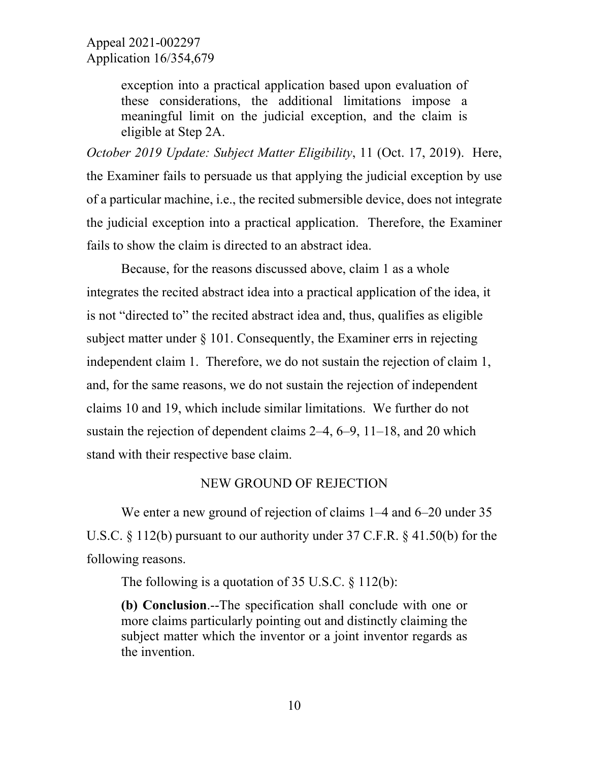> exception into a practical application based upon evaluation of these considerations, the additional limitations impose a meaningful limit on the judicial exception, and the claim is eligible at Step 2A.

*October 2019 Update: Subject Matter Eligibility*, 11 (Oct. 17, 2019). Here, the Examiner fails to persuade us that applying the judicial exception by use of a particular machine, i.e., the recited submersible device, does not integrate the judicial exception into a practical application. Therefore, the Examiner fails to show the claim is directed to an abstract idea.

Because, for the reasons discussed above, claim 1 as a whole integrates the recited abstract idea into a practical application of the idea, it is not "directed to" the recited abstract idea and, thus, qualifies as eligible subject matter under § 101. Consequently, the Examiner errs in rejecting independent claim 1. Therefore, we do not sustain the rejection of claim 1, and, for the same reasons, we do not sustain the rejection of independent claims 10 and 19, which include similar limitations. We further do not sustain the rejection of dependent claims 2–4, 6–9, 11–18, and 20 which stand with their respective base claim.

## NEW GROUND OF REJECTION

We enter a new ground of rejection of claims 1–4 and 6–20 under 35 U.S.C. § 112(b) pursuant to our authority under 37 C.F.R. § 41.50(b) for the following reasons.

The following is a quotation of 35 U.S.C. § 112(b):

> **(b) Conclusion**.--The specification shall conclude with one or more claims particularly pointing out and distinctly claiming the subject matter which the inventor or a joint inventor regards as the invention.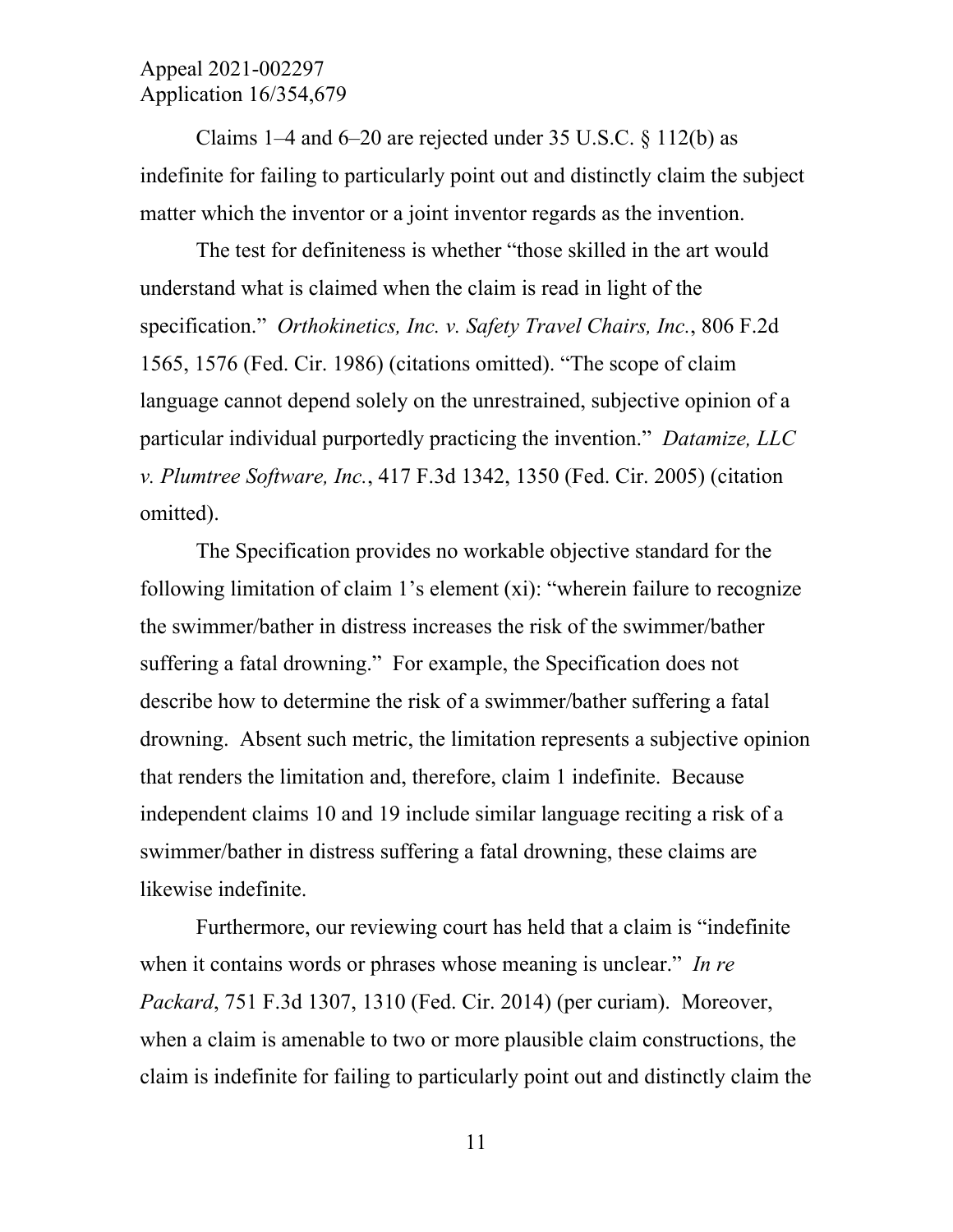Claims 1–4 and 6–20 are rejected under 35 U.S.C. § 112(b) as indefinite for failing to particularly point out and distinctly claim the subject matter which the inventor or a joint inventor regards as the invention.

The test for definiteness is whether "those skilled in the art would understand what is claimed when the claim is read in light of the specification." *Orthokinetics, Inc. v. Safety Travel Chairs, Inc.*, 806 F.2d 1565, 1576 (Fed. Cir. 1986) (citations omitted). "The scope of claim language cannot depend solely on the unrestrained, subjective opinion of a particular individual purportedly practicing the invention." *Datamize, LLC v. Plumtree Software, Inc.*, 417 F.3d 1342, 1350 (Fed. Cir. 2005) (citation omitted).

The Specification provides no workable objective standard for the following limitation of claim 1's element (xi): "wherein failure to recognize the swimmer/bather in distress increases the risk of the swimmer/bather suffering a fatal drowning." For example, the Specification does not describe how to determine the risk of a swimmer/bather suffering a fatal drowning. Absent such metric, the limitation represents a subjective opinion that renders the limitation and, therefore, claim 1 indefinite. Because independent claims 10 and 19 include similar language reciting a risk of a swimmer/bather in distress suffering a fatal drowning, these claims are likewise indefinite.

Furthermore, our reviewing court has held that a claim is "indefinite when it contains words or phrases whose meaning is unclear." *In re Packard*, 751 F.3d 1307, 1310 (Fed. Cir. 2014) (per curiam). Moreover, when a claim is amenable to two or more plausible claim constructions, the claim is indefinite for failing to particularly point out and distinctly claim the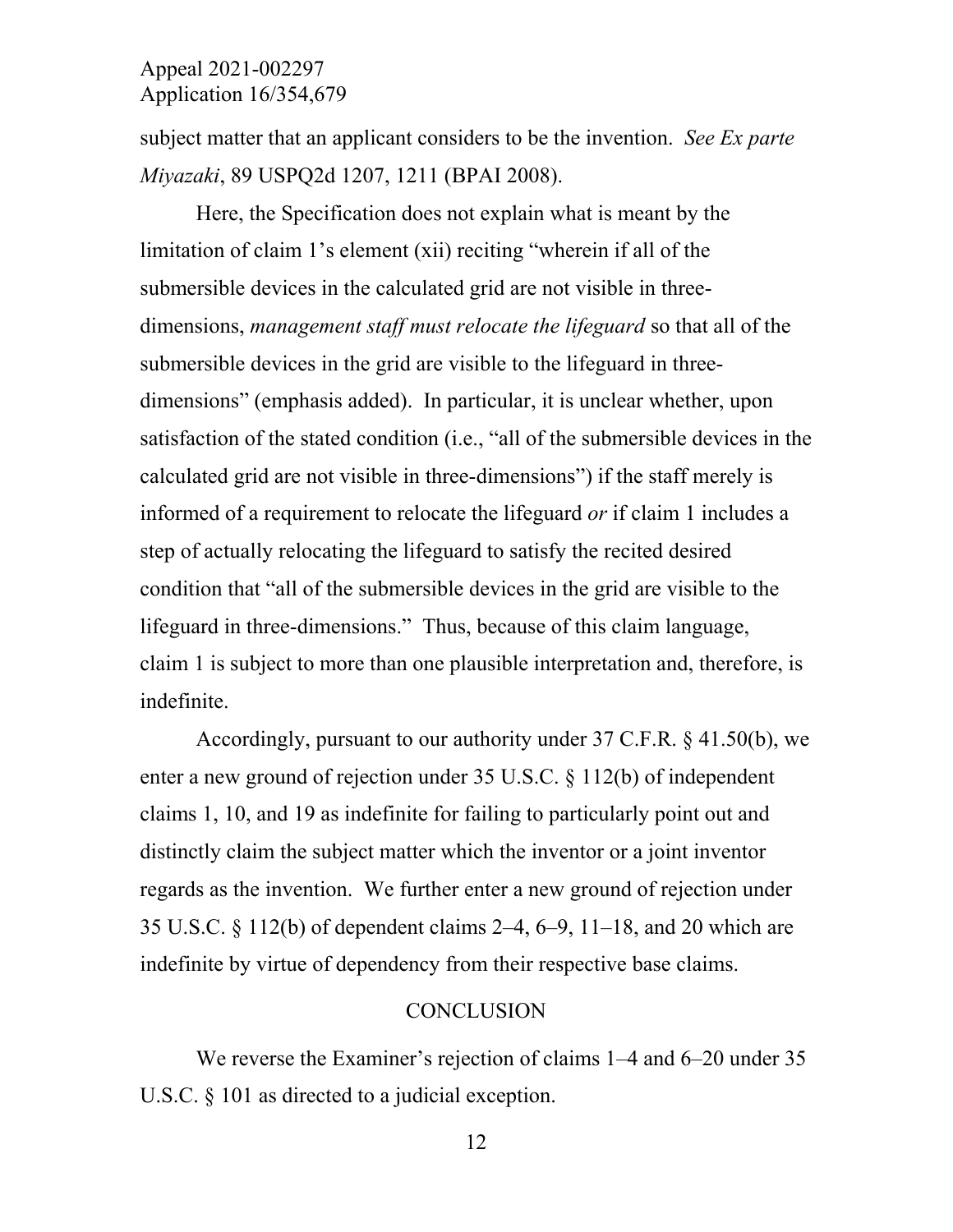subject matter that an applicant considers to be the invention. *See Ex parte Miyazaki*, 89 USPQ2d 1207, 1211 (BPAI 2008).

Here, the Specification does not explain what is meant by the limitation of claim 1's element (xii) reciting "wherein if all of the submersible devices in the calculated grid are not visible in three-dimensions, *management staff must relocate the lifeguard* so that all of the submersible devices in the grid are visible to the lifeguard in three-dimensions" (emphasis added). In particular, it is unclear whether, upon satisfaction of the stated condition (i.e., "all of the submersible devices in the calculated grid are not visible in three-dimensions") if the staff merely is informed of a requirement to relocate the lifeguard *or* if claim 1 includes a step of actually relocating the lifeguard to satisfy the recited desired condition that "all of the submersible devices in the grid are visible to the lifeguard in three-dimensions." Thus, because of this claim language, claim 1 is subject to more than one plausible interpretation and, therefore, is indefinite.

Accordingly, pursuant to our authority under 37 C.F.R. § 41.50(b), we enter a new ground of rejection under 35 U.S.C. § 112(b) of independent claims 1, 10, and 19 as indefinite for failing to particularly point out and distinctly claim the subject matter which the inventor or a joint inventor regards as the invention. We further enter a new ground of rejection under 35 U.S.C. § 112(b) of dependent claims 2–4, 6–9, 11–18, and 20 which are indefinite by virtue of dependency from their respective base claims.

## CONCLUSION

We reverse the Examiner's rejection of claims 1–4 and 6–20 under 35 U.S.C. § 101 as directed to a judicial exception.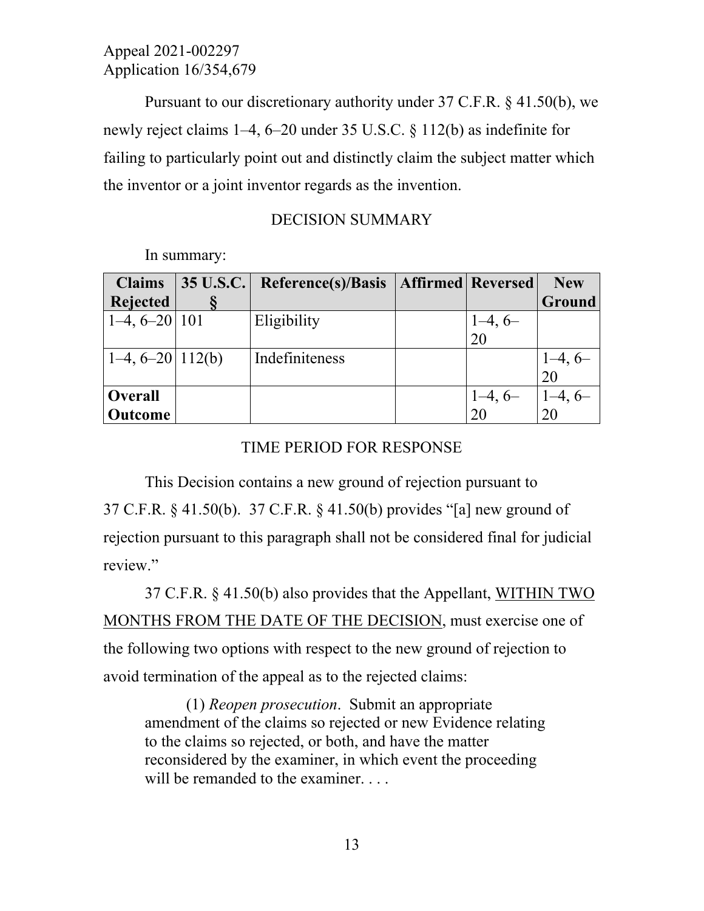Pursuant to our discretionary authority under 37 C.F.R. § 41.50(b), we newly reject claims 1–4, 6–20 under 35 U.S.C. § 112(b) as indefinite for failing to particularly point out and distinctly claim the subject matter which the inventor or a joint inventor regards as the invention.

DECISION SUMMARY

In summary:

| Claims Rejected | 35 U.S.C. § | Reference(s)/Basis | Affirmed | Reversed | New Ground |
|---|---|---|---|---|---|
| 1–4, 6–20 | 101 | Eligibility | | 1–4, 6–20 | |
| 1–4, 6–20 | 112(b) | Indefiniteness | | | 1–4, 6–20 |
| **Overall Outcome** | | | | 1–4, 6–20 | 1–4, 6–20 |

TIME PERIOD FOR RESPONSE

This Decision contains a new ground of rejection pursuant to 37 C.F.R. § 41.50(b). 37 C.F.R. § 41.50(b) provides "[a] new ground of rejection pursuant to this paragraph shall not be considered final for judicial review."

37 C.F.R. § 41.50(b) also provides that the Appellant, WITHIN TWO MONTHS FROM THE DATE OF THE DECISION, must exercise one of the following two options with respect to the new ground of rejection to avoid termination of the appeal as to the rejected claims:

> (1) *Reopen prosecution*. Submit an appropriate amendment of the claims so rejected or new Evidence relating to the claims so rejected, or both, and have the matter reconsidered by the examiner, in which event the proceeding will be remanded to the examiner. . . .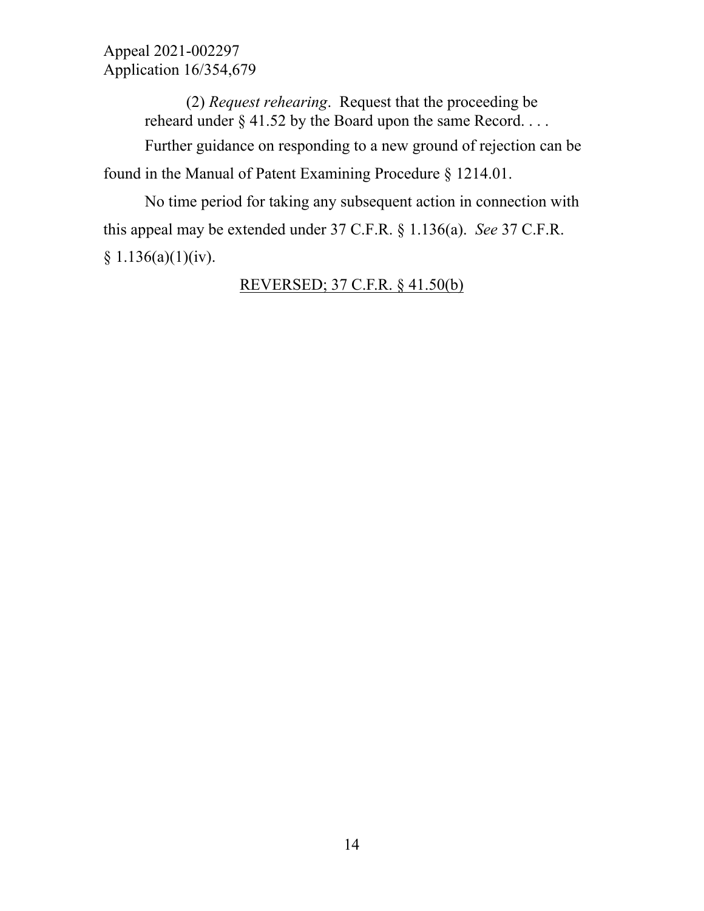(2) *Request rehearing*. Request that the proceeding be reheard under § 41.52 by the Board upon the same Record. . . .

Further guidance on responding to a new ground of rejection can be found in the Manual of Patent Examining Procedure § 1214.01.

No time period for taking any subsequent action in connection with this appeal may be extended under 37 C.F.R. § 1.136(a). *See* 37 C.F.R. § 1.136(a)(1)(iv).

<u>REVERSED; 37 C.F.R. § 41.50(b)</u>